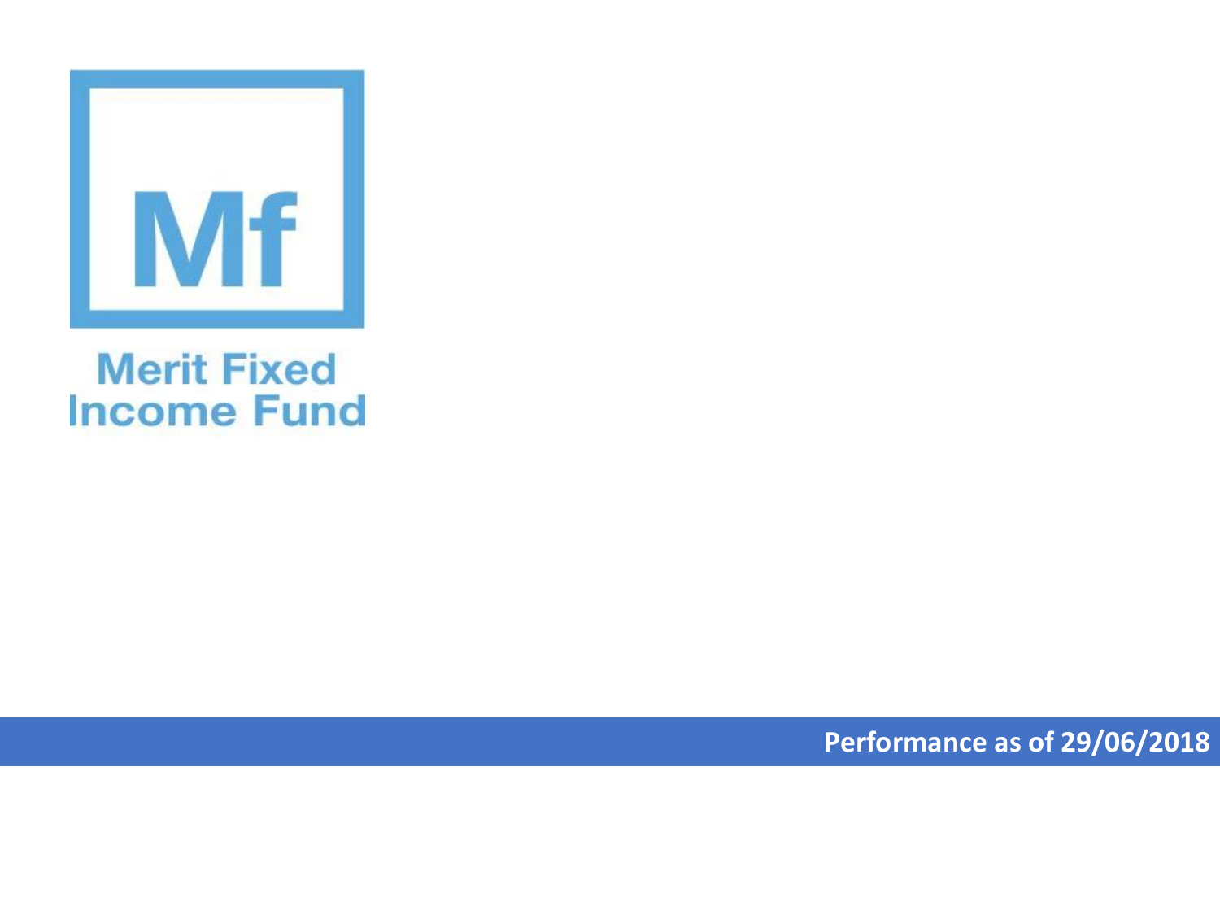# Mf

## Merit Fixed Income Fund

**Performance as of 29/06/2018**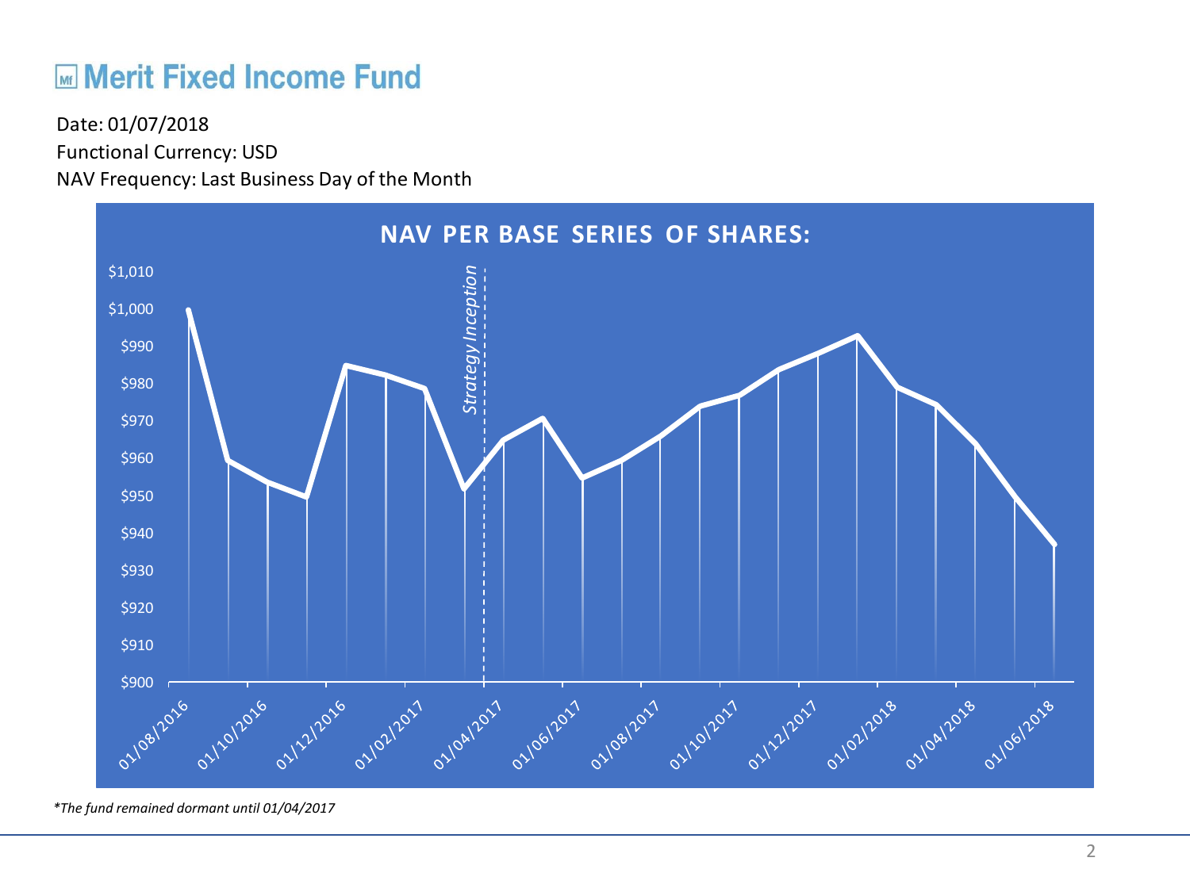# Merit Fixed Income Fund

Date: 01/07/2018

Functional Currency: USD

NAV Frequency: Last Business Day of the Month

**NAV PER BASE SERIES OF SHARES:**

*\*The fund remained dormant until 01/04/2017*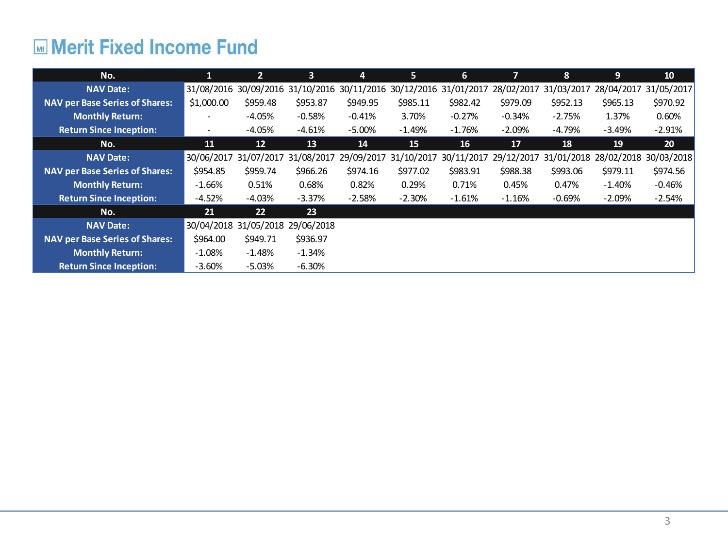# Merit Fixed Income Fund

| No. | 1 | 2 | 3 | 4 | 5 | 6 | 7 | 8 | 9 | 10 |
|---|---|---|---|---|---|---|---|---|---|---|
| NAV Date: | 31/08/2016 | 30/09/2016 | 31/10/2016 | 30/11/2016 | 30/12/2016 | 31/01/2017 | 28/02/2017 | 31/03/2017 | 28/04/2017 | 31/05/2017 |
| NAV per Base Series of Shares: | $1,000.00 | $959.48 | $953.87 | $949.95 | $985.11 | $982.42 | $979.09 | $952.13 | $965.13 | $970.92 |
| Monthly Return: | - | -4.05% | -0.58% | -0.41% | 3.70% | -0.27% | -0.34% | -2.75% | 1.37% | 0.60% |
| Return Since Inception: | - | -4.05% | -4.61% | -5.00% | -1.49% | -1.76% | -2.09% | -4.79% | -3.49% | -2.91% |
| **No.** | **11** | **12** | **13** | **14** | **15** | **16** | **17** | **18** | **19** | **20** |
| NAV Date: | 30/06/2017 | 31/07/2017 | 31/08/2017 | 29/09/2017 | 31/10/2017 | 30/11/2017 | 29/12/2017 | 31/01/2018 | 28/02/2018 | 30/03/2018 |
| NAV per Base Series of Shares: | $954.85 | $959.74 | $966.26 | $974.16 | $977.02 | $983.91 | $988.38 | $993.06 | $979.11 | $974.56 |
| Monthly Return: | -1.66% | 0.51% | 0.68% | 0.82% | 0.29% | 0.71% | 0.45% | 0.47% | -1.40% | -0.46% |
| Return Since Inception: | -4.52% | -4.03% | -3.37% | -2.58% | -2.30% | -1.61% | -1.16% | -0.69% | -2.09% | -2.54% |
| **No.** | **21** | **22** | **23** | | | | | | | |
| NAV Date: | 30/04/2018 | 31/05/2018 | 29/06/2018 | | | | | | | |
| NAV per Base Series of Shares: | $964.00 | $949.71 | $936.97 | | | | | | | |
| Monthly Return: | -1.08% | -1.48% | -1.34% | | | | | | | |
| Return Since Inception: | -3.60% | -5.03% | -6.30% | | | | | | | |